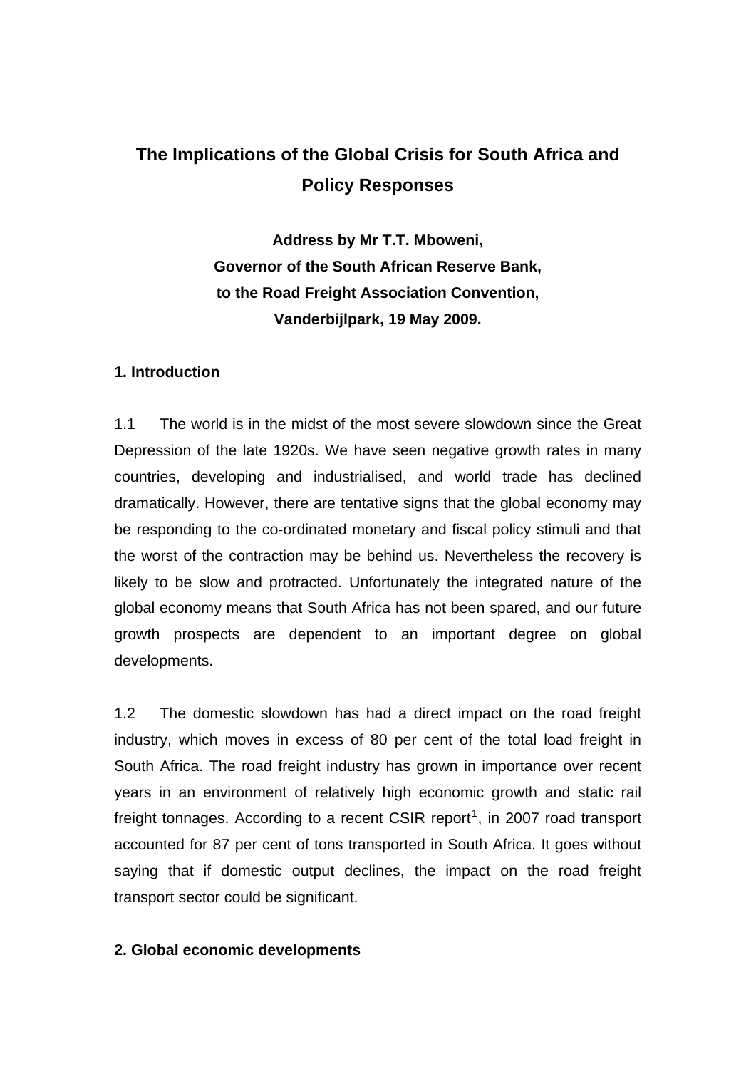# The Implications of the Global Crisis for South Africa and Policy Responses

**Address by Mr T.T. Mboweni,**
**Governor of the South African Reserve Bank,**
**to the Road Freight Association Convention,**
**Vanderbijlpark, 19 May 2009.**

## 1. Introduction

1.1 The world is in the midst of the most severe slowdown since the Great Depression of the late 1920s. We have seen negative growth rates in many countries, developing and industrialised, and world trade has declined dramatically. However, there are tentative signs that the global economy may be responding to the co-ordinated monetary and fiscal policy stimuli and that the worst of the contraction may be behind us. Nevertheless the recovery is likely to be slow and protracted. Unfortunately the integrated nature of the global economy means that South Africa has not been spared, and our future growth prospects are dependent to an important degree on global developments.

1.2 The domestic slowdown has had a direct impact on the road freight industry, which moves in excess of 80 per cent of the total load freight in South Africa. The road freight industry has grown in importance over recent years in an environment of relatively high economic growth and static rail freight tonnages. According to a recent CSIR report[1], in 2007 road transport accounted for 87 per cent of tons transported in South Africa. It goes without saying that if domestic output declines, the impact on the road freight transport sector could be significant.

## 2. Global economic developments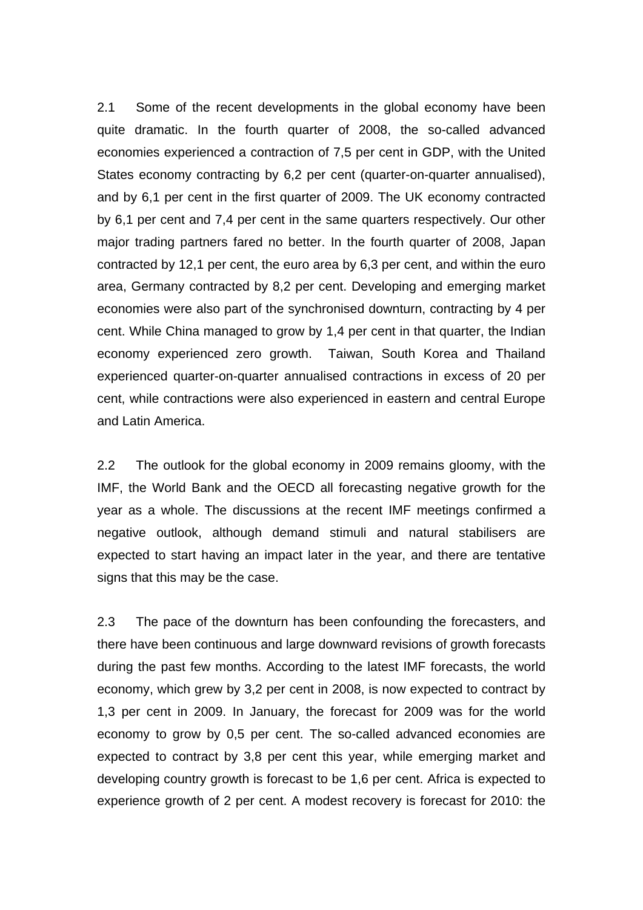2.1 Some of the recent developments in the global economy have been quite dramatic. In the fourth quarter of 2008, the so-called advanced economies experienced a contraction of 7,5 per cent in GDP, with the United States economy contracting by 6,2 per cent (quarter-on-quarter annualised), and by 6,1 per cent in the first quarter of 2009. The UK economy contracted by 6,1 per cent and 7,4 per cent in the same quarters respectively. Our other major trading partners fared no better. In the fourth quarter of 2008, Japan contracted by 12,1 per cent, the euro area by 6,3 per cent, and within the euro area, Germany contracted by 8,2 per cent. Developing and emerging market economies were also part of the synchronised downturn, contracting by 4 per cent. While China managed to grow by 1,4 per cent in that quarter, the Indian economy experienced zero growth. Taiwan, South Korea and Thailand experienced quarter-on-quarter annualised contractions in excess of 20 per cent, while contractions were also experienced in eastern and central Europe and Latin America.

2.2 The outlook for the global economy in 2009 remains gloomy, with the IMF, the World Bank and the OECD all forecasting negative growth for the year as a whole. The discussions at the recent IMF meetings confirmed a negative outlook, although demand stimuli and natural stabilisers are expected to start having an impact later in the year, and there are tentative signs that this may be the case.

2.3 The pace of the downturn has been confounding the forecasters, and there have been continuous and large downward revisions of growth forecasts during the past few months. According to the latest IMF forecasts, the world economy, which grew by 3,2 per cent in 2008, is now expected to contract by 1,3 per cent in 2009. In January, the forecast for 2009 was for the world economy to grow by 0,5 per cent. The so-called advanced economies are expected to contract by 3,8 per cent this year, while emerging market and developing country growth is forecast to be 1,6 per cent. Africa is expected to experience growth of 2 per cent. A modest recovery is forecast for 2010: the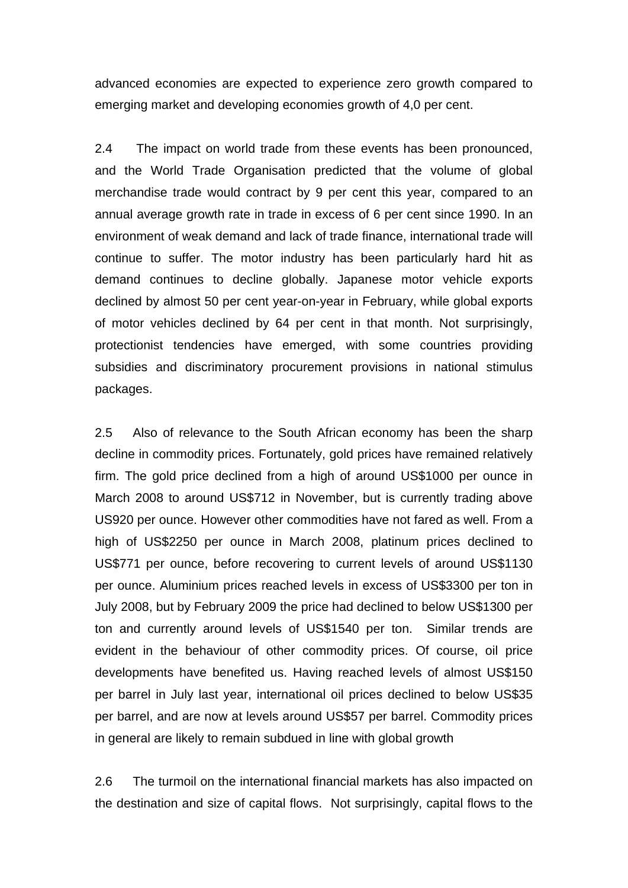advanced economies are expected to experience zero growth compared to emerging market and developing economies growth of 4,0 per cent.

2.4 The impact on world trade from these events has been pronounced, and the World Trade Organisation predicted that the volume of global merchandise trade would contract by 9 per cent this year, compared to an annual average growth rate in trade in excess of 6 per cent since 1990. In an environment of weak demand and lack of trade finance, international trade will continue to suffer. The motor industry has been particularly hard hit as demand continues to decline globally. Japanese motor vehicle exports declined by almost 50 per cent year-on-year in February, while global exports of motor vehicles declined by 64 per cent in that month. Not surprisingly, protectionist tendencies have emerged, with some countries providing subsidies and discriminatory procurement provisions in national stimulus packages.

2.5 Also of relevance to the South African economy has been the sharp decline in commodity prices. Fortunately, gold prices have remained relatively firm. The gold price declined from a high of around US$1000 per ounce in March 2008 to around US$712 in November, but is currently trading above US920 per ounce. However other commodities have not fared as well. From a high of US$2250 per ounce in March 2008, platinum prices declined to US$771 per ounce, before recovering to current levels of around US$1130 per ounce. Aluminium prices reached levels in excess of US$3300 per ton in July 2008, but by February 2009 the price had declined to below US$1300 per ton and currently around levels of US$1540 per ton. Similar trends are evident in the behaviour of other commodity prices. Of course, oil price developments have benefited us. Having reached levels of almost US$150 per barrel in July last year, international oil prices declined to below US$35 per barrel, and are now at levels around US$57 per barrel. Commodity prices in general are likely to remain subdued in line with global growth

2.6 The turmoil on the international financial markets has also impacted on the destination and size of capital flows. Not surprisingly, capital flows to the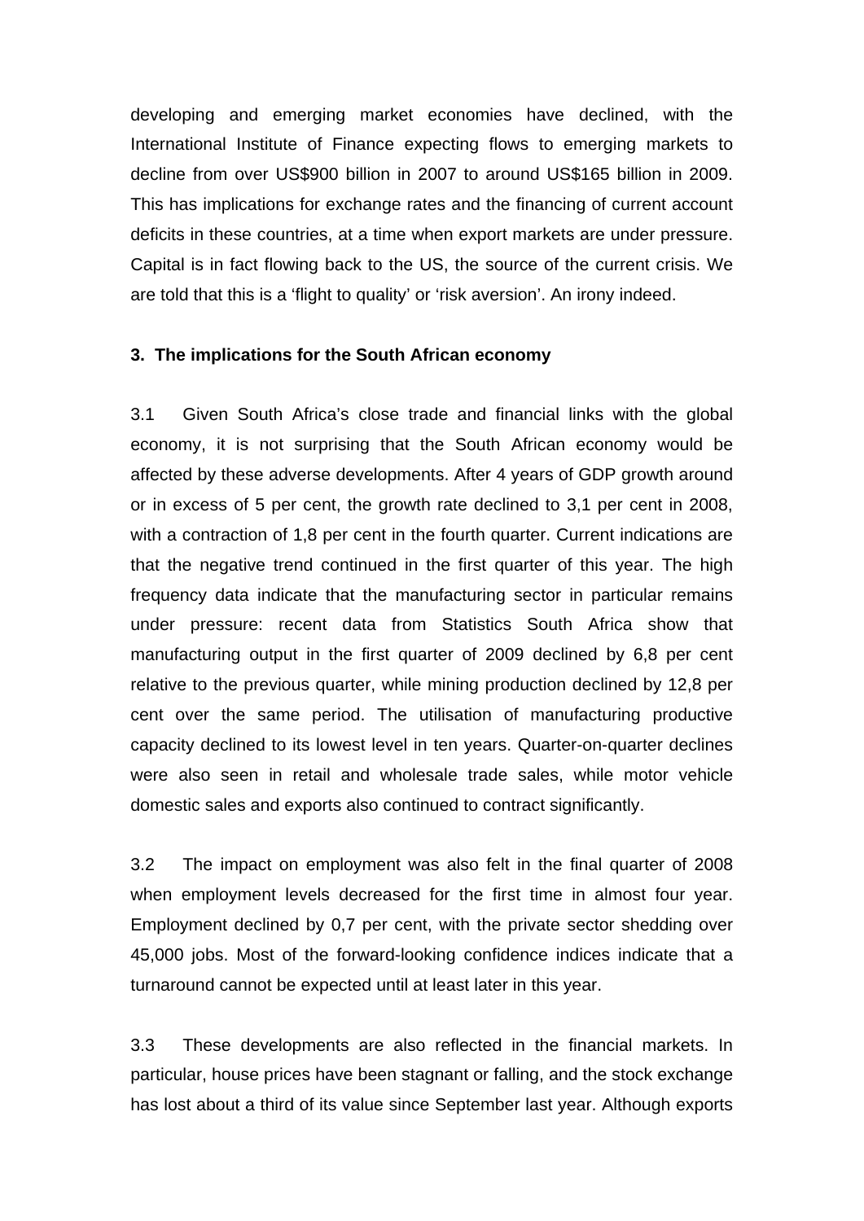developing and emerging market economies have declined, with the International Institute of Finance expecting flows to emerging markets to decline from over US$900 billion in 2007 to around US$165 billion in 2009. This has implications for exchange rates and the financing of current account deficits in these countries, at a time when export markets are under pressure. Capital is in fact flowing back to the US, the source of the current crisis. We are told that this is a 'flight to quality' or 'risk aversion'. An irony indeed.

**3. The implications for the South African economy**

3.1 Given South Africa's close trade and financial links with the global economy, it is not surprising that the South African economy would be affected by these adverse developments. After 4 years of GDP growth around or in excess of 5 per cent, the growth rate declined to 3,1 per cent in 2008, with a contraction of 1,8 per cent in the fourth quarter. Current indications are that the negative trend continued in the first quarter of this year. The high frequency data indicate that the manufacturing sector in particular remains under pressure: recent data from Statistics South Africa show that manufacturing output in the first quarter of 2009 declined by 6,8 per cent relative to the previous quarter, while mining production declined by 12,8 per cent over the same period. The utilisation of manufacturing productive capacity declined to its lowest level in ten years. Quarter-on-quarter declines were also seen in retail and wholesale trade sales, while motor vehicle domestic sales and exports also continued to contract significantly.

3.2 The impact on employment was also felt in the final quarter of 2008 when employment levels decreased for the first time in almost four year. Employment declined by 0,7 per cent, with the private sector shedding over 45,000 jobs. Most of the forward-looking confidence indices indicate that a turnaround cannot be expected until at least later in this year.

3.3 These developments are also reflected in the financial markets. In particular, house prices have been stagnant or falling, and the stock exchange has lost about a third of its value since September last year. Although exports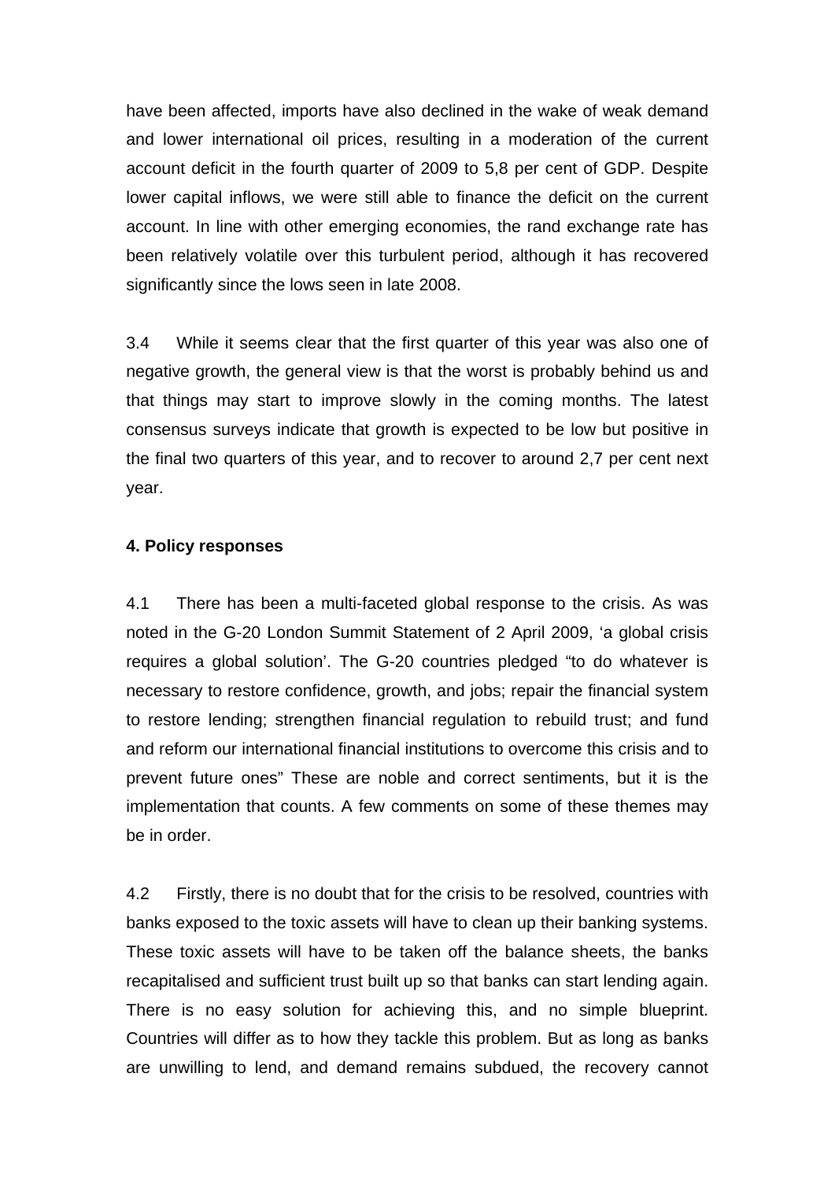have been affected, imports have also declined in the wake of weak demand and lower international oil prices, resulting in a moderation of the current account deficit in the fourth quarter of 2009 to 5,8 per cent of GDP. Despite lower capital inflows, we were still able to finance the deficit on the current account. In line with other emerging economies, the rand exchange rate has been relatively volatile over this turbulent period, although it has recovered significantly since the lows seen in late 2008.

3.4 While it seems clear that the first quarter of this year was also one of negative growth, the general view is that the worst is probably behind us and that things may start to improve slowly in the coming months. The latest consensus surveys indicate that growth is expected to be low but positive in the final two quarters of this year, and to recover to around 2,7 per cent next year.

**4. Policy responses**

4.1 There has been a multi-faceted global response to the crisis. As was noted in the G-20 London Summit Statement of 2 April 2009, 'a global crisis requires a global solution'. The G-20 countries pledged "to do whatever is necessary to restore confidence, growth, and jobs; repair the financial system to restore lending; strengthen financial regulation to rebuild trust; and fund and reform our international financial institutions to overcome this crisis and to prevent future ones" These are noble and correct sentiments, but it is the implementation that counts. A few comments on some of these themes may be in order.

4.2 Firstly, there is no doubt that for the crisis to be resolved, countries with banks exposed to the toxic assets will have to clean up their banking systems. These toxic assets will have to be taken off the balance sheets, the banks recapitalised and sufficient trust built up so that banks can start lending again. There is no easy solution for achieving this, and no simple blueprint. Countries will differ as to how they tackle this problem. But as long as banks are unwilling to lend, and demand remains subdued, the recovery cannot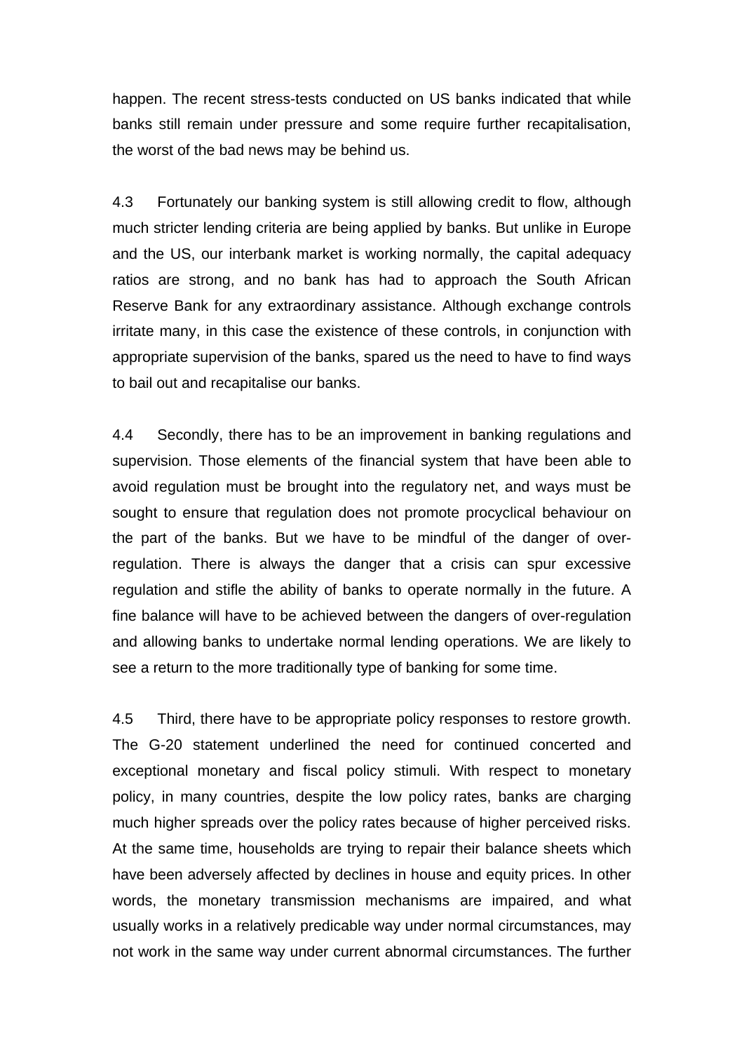happen. The recent stress-tests conducted on US banks indicated that while banks still remain under pressure and some require further recapitalisation, the worst of the bad news may be behind us.

4.3 Fortunately our banking system is still allowing credit to flow, although much stricter lending criteria are being applied by banks. But unlike in Europe and the US, our interbank market is working normally, the capital adequacy ratios are strong, and no bank has had to approach the South African Reserve Bank for any extraordinary assistance. Although exchange controls irritate many, in this case the existence of these controls, in conjunction with appropriate supervision of the banks, spared us the need to have to find ways to bail out and recapitalise our banks.

4.4 Secondly, there has to be an improvement in banking regulations and supervision. Those elements of the financial system that have been able to avoid regulation must be brought into the regulatory net, and ways must be sought to ensure that regulation does not promote procyclical behaviour on the part of the banks. But we have to be mindful of the danger of over-regulation. There is always the danger that a crisis can spur excessive regulation and stifle the ability of banks to operate normally in the future. A fine balance will have to be achieved between the dangers of over-regulation and allowing banks to undertake normal lending operations. We are likely to see a return to the more traditionally type of banking for some time.

4.5 Third, there have to be appropriate policy responses to restore growth. The G-20 statement underlined the need for continued concerted and exceptional monetary and fiscal policy stimuli. With respect to monetary policy, in many countries, despite the low policy rates, banks are charging much higher spreads over the policy rates because of higher perceived risks. At the same time, households are trying to repair their balance sheets which have been adversely affected by declines in house and equity prices. In other words, the monetary transmission mechanisms are impaired, and what usually works in a relatively predicable way under normal circumstances, may not work in the same way under current abnormal circumstances. The further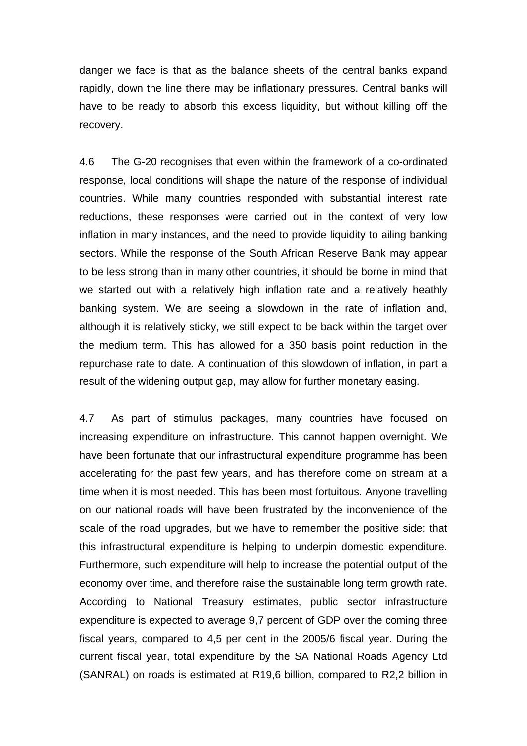danger we face is that as the balance sheets of the central banks expand rapidly, down the line there may be inflationary pressures. Central banks will have to be ready to absorb this excess liquidity, but without killing off the recovery.

4.6 The G-20 recognises that even within the framework of a co-ordinated response, local conditions will shape the nature of the response of individual countries. While many countries responded with substantial interest rate reductions, these responses were carried out in the context of very low inflation in many instances, and the need to provide liquidity to ailing banking sectors. While the response of the South African Reserve Bank may appear to be less strong than in many other countries, it should be borne in mind that we started out with a relatively high inflation rate and a relatively heathly banking system. We are seeing a slowdown in the rate of inflation and, although it is relatively sticky, we still expect to be back within the target over the medium term. This has allowed for a 350 basis point reduction in the repurchase rate to date. A continuation of this slowdown of inflation, in part a result of the widening output gap, may allow for further monetary easing.

4.7 As part of stimulus packages, many countries have focused on increasing expenditure on infrastructure. This cannot happen overnight. We have been fortunate that our infrastructural expenditure programme has been accelerating for the past few years, and has therefore come on stream at a time when it is most needed. This has been most fortuitous. Anyone travelling on our national roads will have been frustrated by the inconvenience of the scale of the road upgrades, but we have to remember the positive side: that this infrastructural expenditure is helping to underpin domestic expenditure. Furthermore, such expenditure will help to increase the potential output of the economy over time, and therefore raise the sustainable long term growth rate. According to National Treasury estimates, public sector infrastructure expenditure is expected to average 9,7 percent of GDP over the coming three fiscal years, compared to 4,5 per cent in the 2005/6 fiscal year. During the current fiscal year, total expenditure by the SA National Roads Agency Ltd (SANRAL) on roads is estimated at R19,6 billion, compared to R2,2 billion in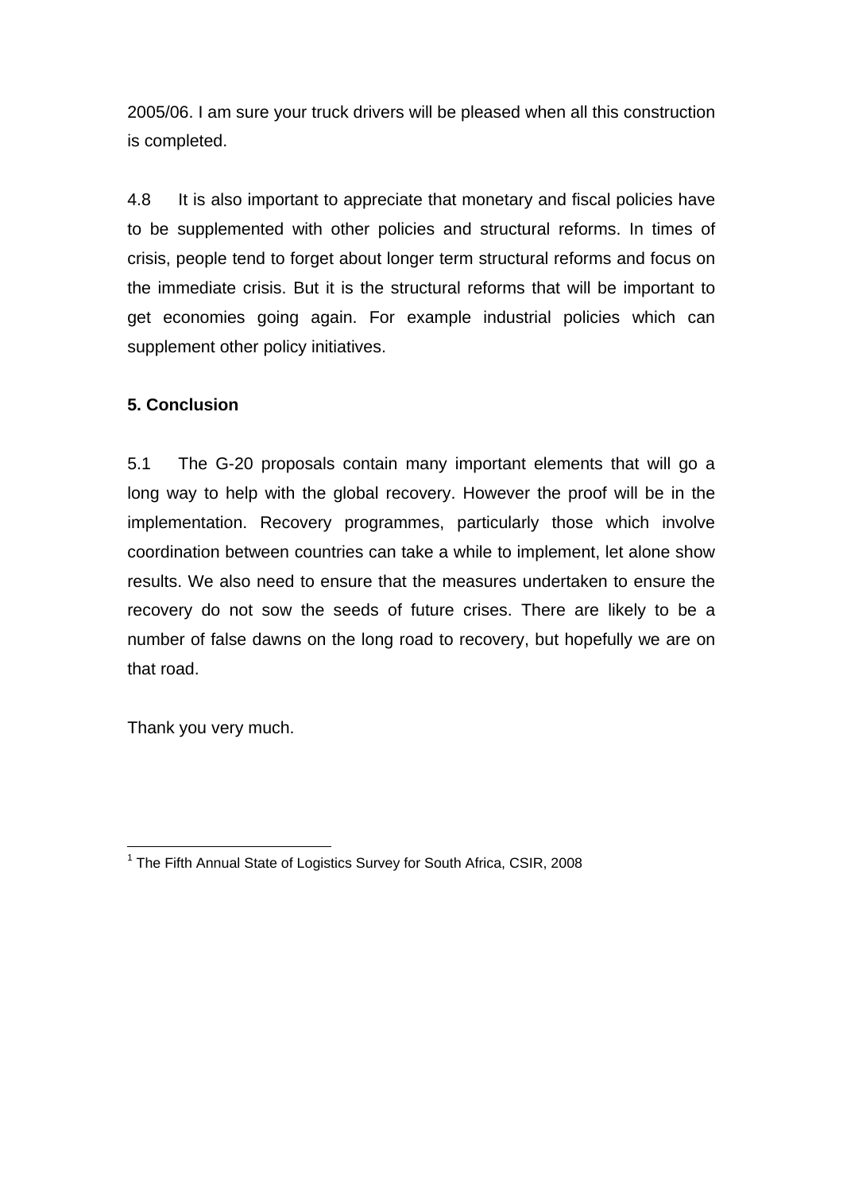2005/06. I am sure your truck drivers will be pleased when all this construction is completed.

4.8 It is also important to appreciate that monetary and fiscal policies have to be supplemented with other policies and structural reforms. In times of crisis, people tend to forget about longer term structural reforms and focus on the immediate crisis. But it is the structural reforms that will be important to get economies going again. For example industrial policies which can supplement other policy initiatives.

**5. Conclusion**

5.1 The G-20 proposals contain many important elements that will go a long way to help with the global recovery. However the proof will be in the implementation. Recovery programmes, particularly those which involve coordination between countries can take a while to implement, let alone show results. We also need to ensure that the measures undertaken to ensure the recovery do not sow the seeds of future crises. There are likely to be a number of false dawns on the long road to recovery, but hopefully we are on that road.

Thank you very much.

---

[1] The Fifth Annual State of Logistics Survey for South Africa, CSIR, 2008